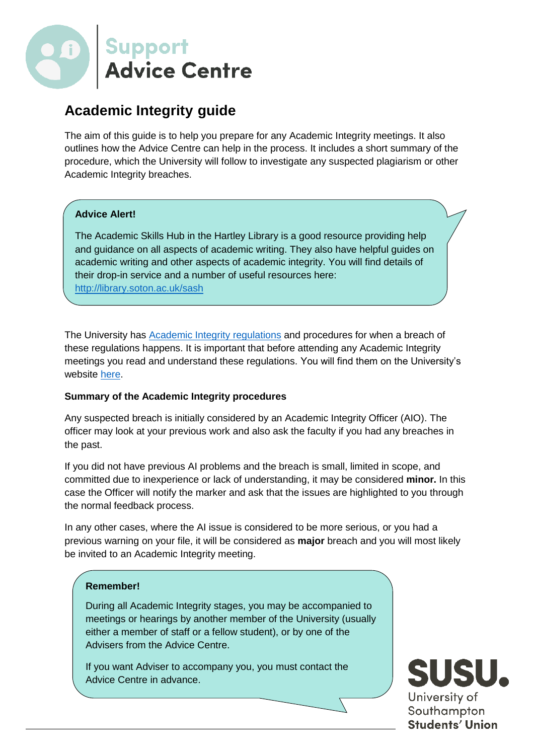# Support Advice Centre

## Academic Integrity guide

The aim of this guide is to help you prepare for any Academic Integrity meetings. It also outlines how the Advice Centre can help in the process. It includes a short summary of the procedure, which the University will follow to investigate any suspected plagiarism or other Academic Integrity breaches.

> **Advice Alert!**
>
> The Academic Skills Hub in the Hartley Library is a good resource providing help and guidance on all aspects of academic writing. They also have helpful guides on academic writing and other aspects of academic integrity. You will find details of their drop-in service and a number of useful resources here: [http://library.soton.ac.uk/sash](http://library.soton.ac.uk/sash)

The University has Academic Integrity regulations and procedures for when a breach of these regulations happens. It is important that before attending any Academic Integrity meetings you read and understand these regulations. You will find them on the University's website here.

**Summary of the Academic Integrity procedures**

Any suspected breach is initially considered by an Academic Integrity Officer (AIO). The officer may look at your previous work and also ask the faculty if you had any breaches in the past.

If you did not have previous AI problems and the breach is small, limited in scope, and committed due to inexperience or lack of understanding, it may be considered **minor.** In this case the Officer will notify the marker and ask that the issues are highlighted to you through the normal feedback process.

In any other cases, where the AI issue is considered to be more serious, or you had a previous warning on your file, it will be considered as **major** breach and you will most likely be invited to an Academic Integrity meeting.

> **Remember!**
>
> During all Academic Integrity stages, you may be accompanied to meetings or hearings by another member of the University (usually either a member of staff or a fellow student), or by one of the Advisers from the Advice Centre.
>
> If you want Adviser to accompany you, you must contact the Advice Centre in advance.

SUSU. University of Southampton Students' Union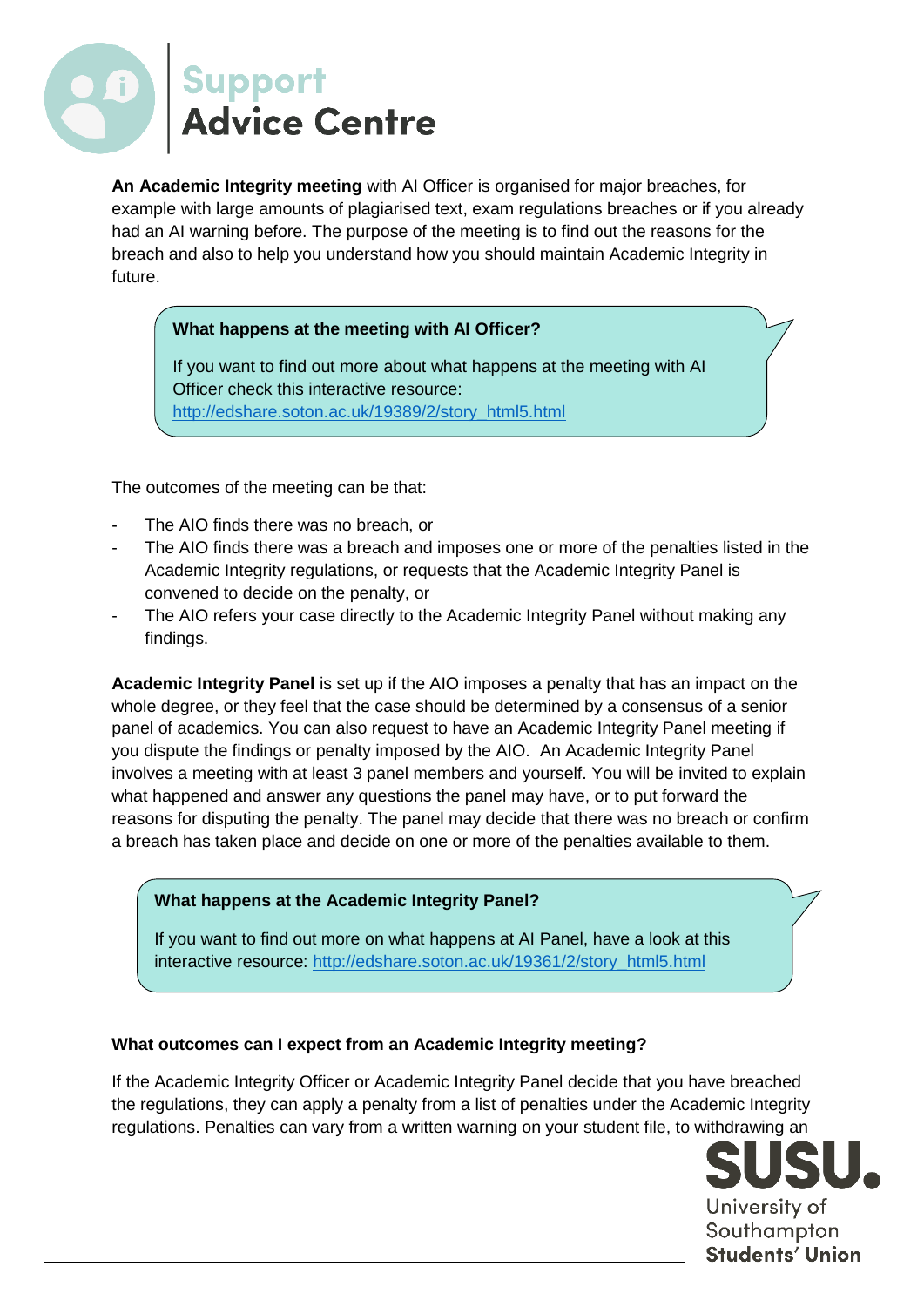**An Academic Integrity meeting** with AI Officer is organised for major breaches, for example with large amounts of plagiarised text, exam regulations breaches or if you already had an AI warning before. The purpose of the meeting is to find out the reasons for the breach and also to help you understand how you should maintain Academic Integrity in future.

> **What happens at the meeting with AI Officer?**
>
> If you want to find out more about what happens at the meeting with AI Officer check this interactive resource: http://edshare.soton.ac.uk/19389/2/story_html5.html

The outcomes of the meeting can be that:

- The AIO finds there was no breach, or
- The AIO finds there was a breach and imposes one or more of the penalties listed in the Academic Integrity regulations, or requests that the Academic Integrity Panel is convened to decide on the penalty, or
- The AIO refers your case directly to the Academic Integrity Panel without making any findings.

**Academic Integrity Panel** is set up if the AIO imposes a penalty that has an impact on the whole degree, or they feel that the case should be determined by a consensus of a senior panel of academics. You can also request to have an Academic Integrity Panel meeting if you dispute the findings or penalty imposed by the AIO. An Academic Integrity Panel involves a meeting with at least 3 panel members and yourself. You will be invited to explain what happened and answer any questions the panel may have, or to put forward the reasons for disputing the penalty. The panel may decide that there was no breach or confirm a breach has taken place and decide on one or more of the penalties available to them.

> **What happens at the Academic Integrity Panel?**
>
> If you want to find out more on what happens at AI Panel, have a look at this interactive resource: http://edshare.soton.ac.uk/19361/2/story_html5.html

**What outcomes can I expect from an Academic Integrity meeting?**

If the Academic Integrity Officer or Academic Integrity Panel decide that you have breached the regulations, they can apply a penalty from a list of penalties under the Academic Integrity regulations. Penalties can vary from a written warning on your student file, to withdrawing an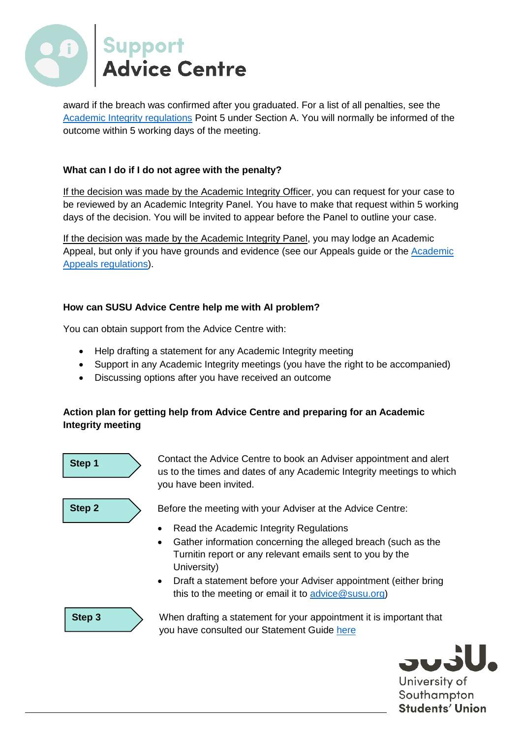award if the breach was confirmed after you graduated. For a list of all penalties, see the [Academic Integrity regulations](#) Point 5 under Section A. You will normally be informed of the outcome within 5 working days of the meeting.

### What can I do if I do not agree with the penalty?

If the decision was made by the Academic Integrity Officer, you can request for your case to be reviewed by an Academic Integrity Panel. You have to make that request within 5 working days of the decision. You will be invited to appear before the Panel to outline your case.

If the decision was made by the Academic Integrity Panel, you may lodge an Academic Appeal, but only if you have grounds and evidence (see our Appeals guide or the [Academic Appeals regulations](#)).

### How can SUSU Advice Centre help me with AI problem?

You can obtain support from the Advice Centre with:

- Help drafting a statement for any Academic Integrity meeting
- Support in any Academic Integrity meetings (you have the right to be accompanied)
- Discussing options after you have received an outcome

### Action plan for getting help from Advice Centre and preparing for an Academic Integrity meeting

**Step 1**

Contact the Advice Centre to book an Adviser appointment and alert us to the times and dates of any Academic Integrity meetings to which you have been invited.

**Step 2**

Before the meeting with your Adviser at the Advice Centre:

- Read the Academic Integrity Regulations
- Gather information concerning the alleged breach (such as the Turnitin report or any relevant emails sent to you by the University)
- Draft a statement before your Adviser appointment (either bring this to the meeting or email it to [advice@susu.org](mailto:advice@susu.org))

**Step 3**

When drafting a statement for your appointment it is important that you have consulted our Statement Guide [here](#)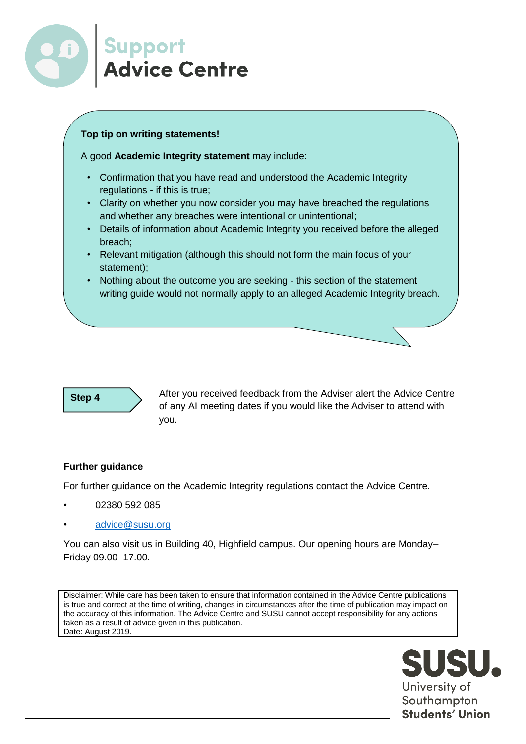**Top tip on writing statements!**

A good **Academic Integrity statement** may include:

- Confirmation that you have read and understood the Academic Integrity regulations - if this is true;
- Clarity on whether you now consider you may have breached the regulations and whether any breaches were intentional or unintentional;
- Details of information about Academic Integrity you received before the alleged breach;
- Relevant mitigation (although this should not form the main focus of your statement);
- Nothing about the outcome you are seeking - this section of the statement writing guide would not normally apply to an alleged Academic Integrity breach.

**Step 4**

After you received feedback from the Adviser alert the Advice Centre of any AI meeting dates if you would like the Adviser to attend with you.

**Further guidance**

For further guidance on the Academic Integrity regulations contact the Advice Centre.

- 02380 592 085
- advice@susu.org

You can also visit us in Building 40, Highfield campus. Our opening hours are Monday–Friday 09.00–17.00.

Disclaimer: While care has been taken to ensure that information contained in the Advice Centre publications is true and correct at the time of writing, changes in circumstances after the time of publication may impact on the accuracy of this information. The Advice Centre and SUSU cannot accept responsibility for any actions taken as a result of advice given in this publication.
Date: August 2019.